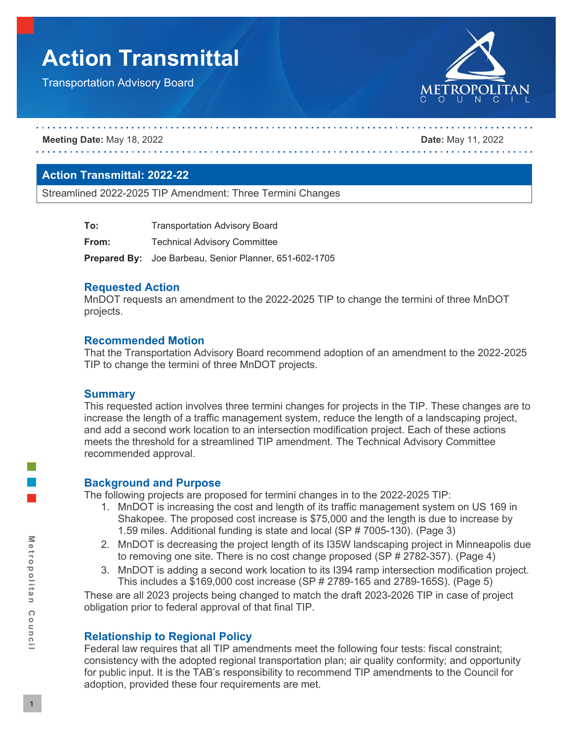# Action Transmittal

Transportation Advisory Board

**Meeting Date:** May 18, 2022 **Date:** May 11, 2022

## Action Transmittal: 2022-22

Streamlined 2022-2025 TIP Amendment: Three Termini Changes

**To:** Transportation Advisory Board

**From:** Technical Advisory Committee

**Prepared By:** Joe Barbeau, Senior Planner, 651-602-1705

### Requested Action

MnDOT requests an amendment to the 2022-2025 TIP to change the termini of three MnDOT projects.

### Recommended Motion

That the Transportation Advisory Board recommend adoption of an amendment to the 2022-2025 TIP to change the termini of three MnDOT projects.

### Summary

This requested action involves three termini changes for projects in the TIP. These changes are to increase the length of a traffic management system, reduce the length of a landscaping project, and add a second work location to an intersection modification project. Each of these actions meets the threshold for a streamlined TIP amendment. The Technical Advisory Committee recommended approval.

### Background and Purpose

The following projects are proposed for termini changes in to the 2022-2025 TIP:

1. MnDOT is increasing the cost and length of its traffic management system on US 169 in Shakopee. The proposed cost increase is $75,000 and the length is due to increase by 1.59 miles. Additional funding is state and local (SP # 7005-130). (Page 3)
2. MnDOT is decreasing the project length of its I35W landscaping project in Minneapolis due to removing one site. There is no cost change proposed (SP # 2782-357). (Page 4)
3. MnDOT is adding a second work location to its I394 ramp intersection modification project. This includes a $169,000 cost increase (SP # 2789-165 and 2789-165S). (Page 5)

These are all 2023 projects being changed to match the draft 2023-2026 TIP in case of project obligation prior to federal approval of that final TIP.

### Relationship to Regional Policy

Federal law requires that all TIP amendments meet the following four tests: fiscal constraint; consistency with the adopted regional transportation plan; air quality conformity; and opportunity for public input. It is the TAB's responsibility to recommend TIP amendments to the Council for adoption, provided these four requirements are met.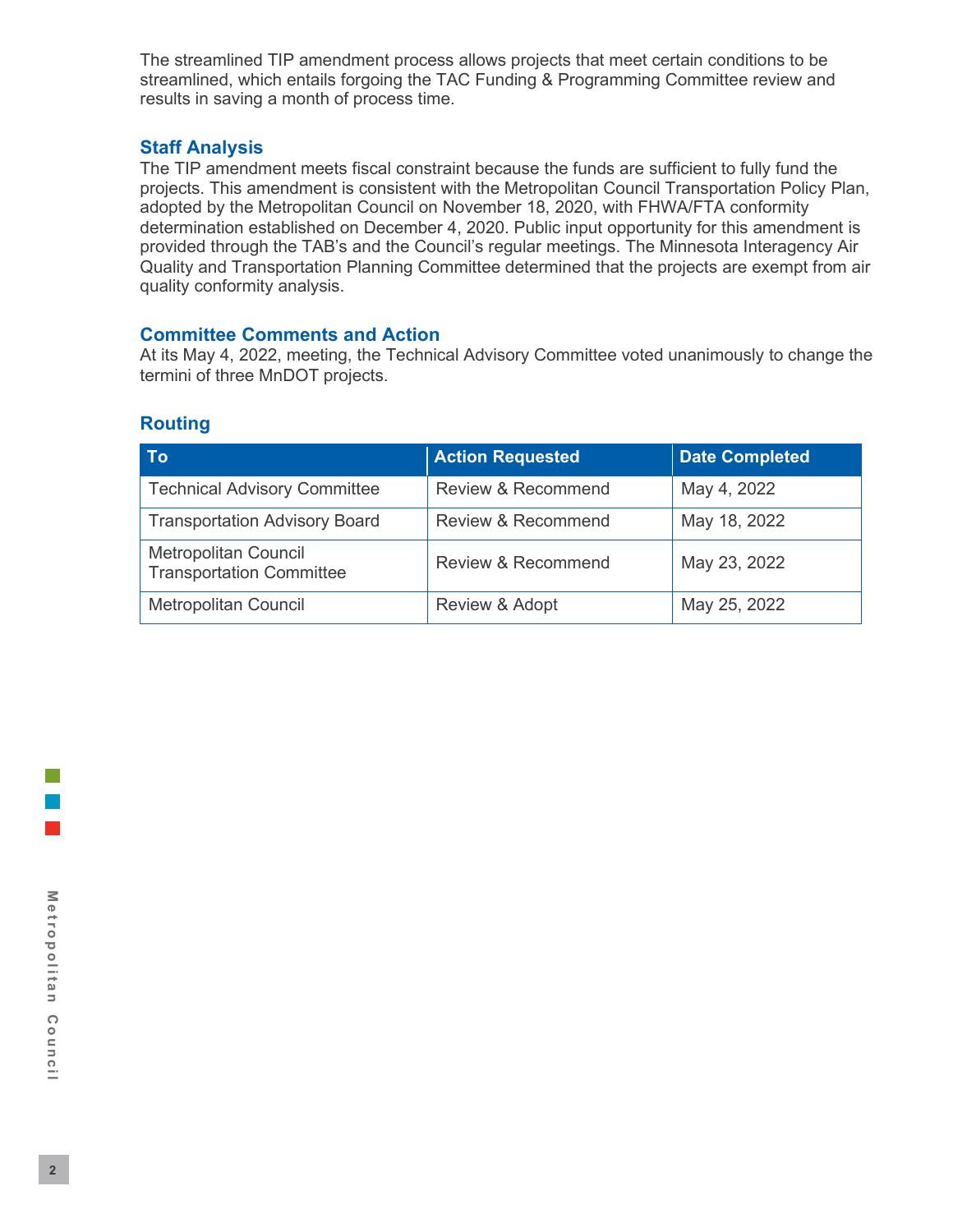The streamlined TIP amendment process allows projects that meet certain conditions to be streamlined, which entails forgoing the TAC Funding & Programming Committee review and results in saving a month of process time.

## Staff Analysis

The TIP amendment meets fiscal constraint because the funds are sufficient to fully fund the projects. This amendment is consistent with the Metropolitan Council Transportation Policy Plan, adopted by the Metropolitan Council on November 18, 2020, with FHWA/FTA conformity determination established on December 4, 2020. Public input opportunity for this amendment is provided through the TAB's and the Council's regular meetings. The Minnesota Interagency Air Quality and Transportation Planning Committee determined that the projects are exempt from air quality conformity analysis.

## Committee Comments and Action

At its May 4, 2022, meeting, the Technical Advisory Committee voted unanimously to change the termini of three MnDOT projects.

## Routing

| To | Action Requested | Date Completed |
| --- | --- | --- |
| Technical Advisory Committee | Review & Recommend | May 4, 2022 |
| Transportation Advisory Board | Review & Recommend | May 18, 2022 |
| Metropolitan Council Transportation Committee | Review & Recommend | May 23, 2022 |
| Metropolitan Council | Review & Adopt | May 25, 2022 |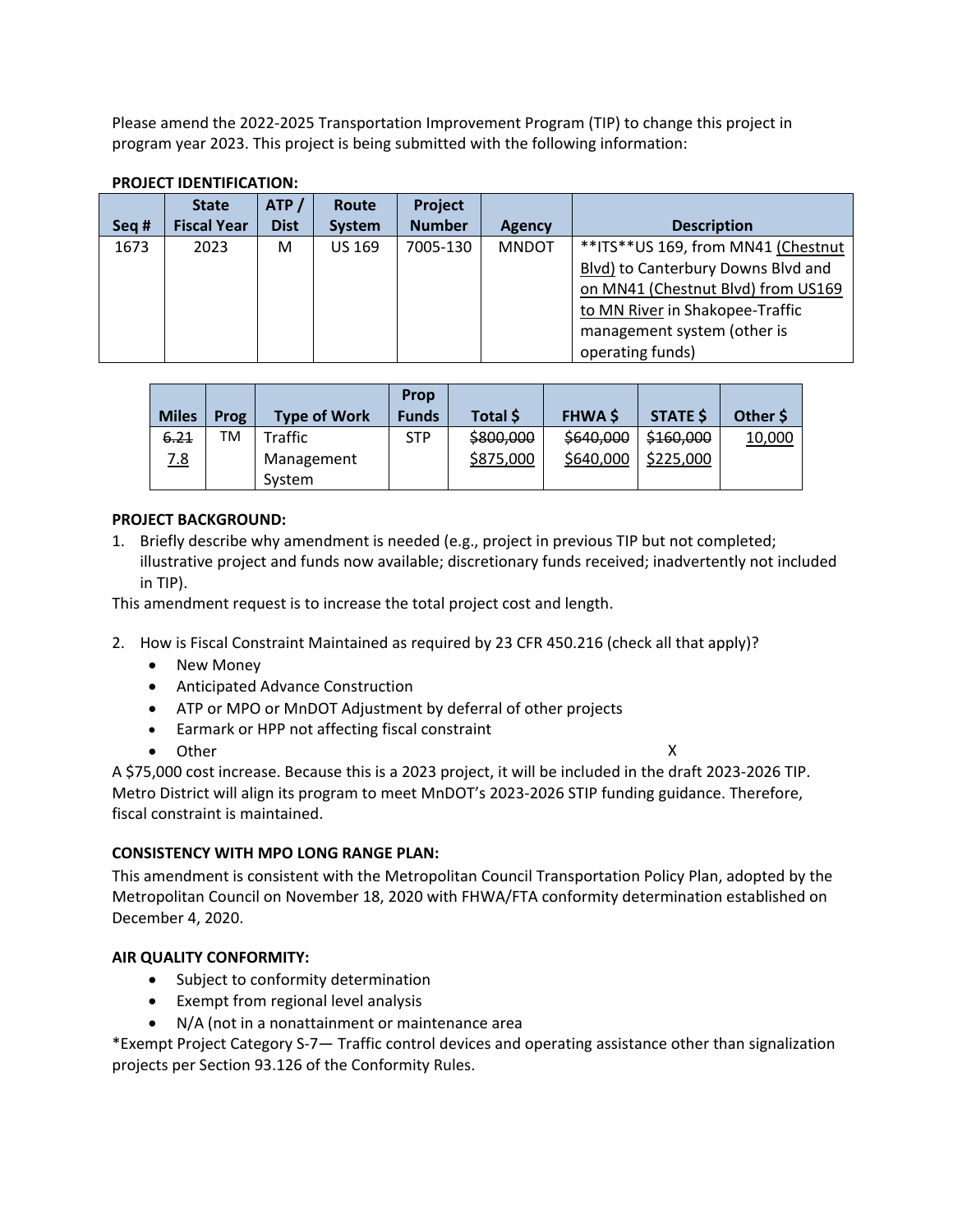Please amend the 2022-2025 Transportation Improvement Program (TIP) to change this project in program year 2023. This project is being submitted with the following information:

**PROJECT IDENTIFICATION:**

| Seq # | State Fiscal Year | ATP / Dist | Route System | Project Number | Agency | Description |
|---|---|---|---|---|---|---|
| 1673 | 2023 | M | US 169 | 7005-130 | MNDOT | **ITS**US 169, from MN41 <u>(Chestnut Blvd)</u> to Canterbury Downs Blvd and <u>on MN41 (Chestnut Blvd) from US169 to MN River</u> in Shakopee-Traffic management system (other is operating funds) |

| Miles | Prog | Type of Work | Prop Funds | Total $ | FHWA $ | STATE $ | Other $ |
|---|---|---|---|---|---|---|---|
| ~~6.21~~ <u>7.8</u> | TM | Traffic Management System | STP | ~~$800,000~~ <u>$875,000</u> | ~~$640,000~~ <u>$640,000</u> | ~~$160,000~~ <u>$225,000</u> | <u>10,000</u> |

**PROJECT BACKGROUND:**

1. Briefly describe why amendment is needed (e.g., project in previous TIP but not completed; illustrative project and funds now available; discretionary funds received; inadvertently not included in TIP).

This amendment request is to increase the total project cost and length.

2. How is Fiscal Constraint Maintained as required by 23 CFR 450.216 (check all that apply)?
   - New Money
   - Anticipated Advance Construction
   - ATP or MPO or MnDOT Adjustment by deferral of other projects
   - Earmark or HPP not affecting fiscal constraint
   - Other X

A $75,000 cost increase. Because this is a 2023 project, it will be included in the draft 2023-2026 TIP. Metro District will align its program to meet MnDOT's 2023-2026 STIP funding guidance. Therefore, fiscal constraint is maintained.

**CONSISTENCY WITH MPO LONG RANGE PLAN:**

This amendment is consistent with the Metropolitan Council Transportation Policy Plan, adopted by the Metropolitan Council on November 18, 2020 with FHWA/FTA conformity determination established on December 4, 2020.

**AIR QUALITY CONFORMITY:**

- Subject to conformity determination
- Exempt from regional level analysis
- N/A (not in a nonattainment or maintenance area

*Exempt Project Category S-7— Traffic control devices and operating assistance other than signalization projects per Section 93.126 of the Conformity Rules.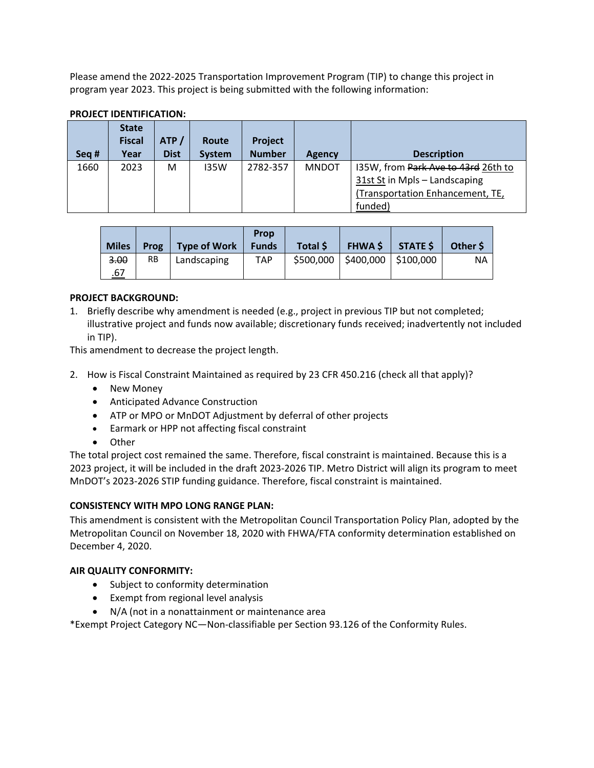Please amend the 2022-2025 Transportation Improvement Program (TIP) to change this project in program year 2023. This project is being submitted with the following information:

**PROJECT IDENTIFICATION:**

| Seq # | State Fiscal Year | ATP / Dist | Route System | Project Number | Agency | Description |
|---|---|---|---|---|---|---|
| 1660 | 2023 | M | I35W | 2782-357 | MNDOT | I35W, from ~~Park Ave to 43rd~~ <u>26th to 31st St</u> in Mpls – Landscaping <u>(Transportation Enhancement, TE, funded)</u> |

| Miles | Prog | Type of Work | Prop Funds | Total $ | FHWA $ | STATE $ | Other $ |
|---|---|---|---|---|---|---|---|
| ~~3.00~~ <u>.67</u> | RB | Landscaping | TAP | $500,000 | $400,000 | $100,000 | NA |

**PROJECT BACKGROUND:**

1. Briefly describe why amendment is needed (e.g., project in previous TIP but not completed; illustrative project and funds now available; discretionary funds received; inadvertently not included in TIP).

This amendment to decrease the project length.

2. How is Fiscal Constraint Maintained as required by 23 CFR 450.216 (check all that apply)?
   - New Money
   - Anticipated Advance Construction
   - ATP or MPO or MnDOT Adjustment by deferral of other projects
   - Earmark or HPP not affecting fiscal constraint
   - Other

The total project cost remained the same. Therefore, fiscal constraint is maintained. Because this is a 2023 project, it will be included in the draft 2023-2026 TIP. Metro District will align its program to meet MnDOT's 2023-2026 STIP funding guidance. Therefore, fiscal constraint is maintained.

**CONSISTENCY WITH MPO LONG RANGE PLAN:**

This amendment is consistent with the Metropolitan Council Transportation Policy Plan, adopted by the Metropolitan Council on November 18, 2020 with FHWA/FTA conformity determination established on December 4, 2020.

**AIR QUALITY CONFORMITY:**

- Subject to conformity determination
- Exempt from regional level analysis
- N/A (not in a nonattainment or maintenance area

*Exempt Project Category NC—Non-classifiable per Section 93.126 of the Conformity Rules.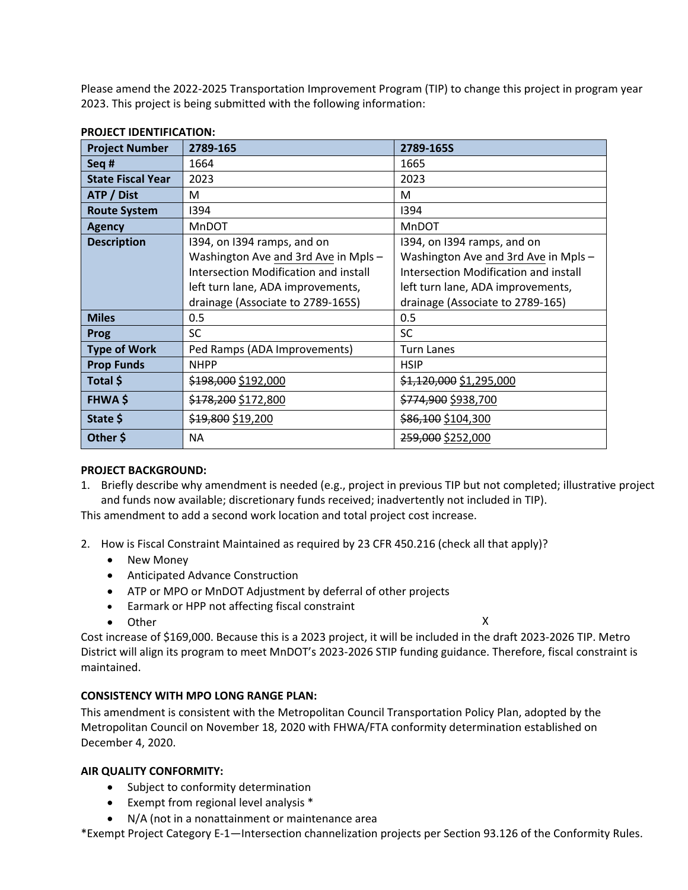Please amend the 2022-2025 Transportation Improvement Program (TIP) to change this project in program year 2023. This project is being submitted with the following information:

**PROJECT IDENTIFICATION:**

| Project Number | 2789-165 | 2789-165S |
|---|---|---|
| Seq # | 1664 | 1665 |
| State Fiscal Year | 2023 | 2023 |
| ATP / Dist | M | M |
| Route System | I394 | I394 |
| Agency | MnDOT | MnDOT |
| Description | I394, on I394 ramps, and on Washington Ave and 3rd Ave in Mpls – Intersection Modification and install left turn lane, ADA improvements, drainage (Associate to 2789-165S) | I394, on I394 ramps, and on Washington Ave and 3rd Ave in Mpls – Intersection Modification and install left turn lane, ADA improvements, drainage (Associate to 2789-165) |
| Miles | 0.5 | 0.5 |
| Prog | SC | SC |
| Type of Work | Ped Ramps (ADA Improvements) | Turn Lanes |
| Prop Funds | NHPP | HSIP |
| Total $ | ~~$198,000~~ $192,000 | ~~$1,120,000~~ $1,295,000 |
| FHWA $ | ~~$178,200~~ $172,800 | ~~$774,900~~ $938,700 |
| State $ | ~~$19,800~~ $19,200 | ~~$86,100~~ $104,300 |
| Other $ | NA | ~~259,000~~ $252,000 |

**PROJECT BACKGROUND:**

1. Briefly describe why amendment is needed (e.g., project in previous TIP but not completed; illustrative project and funds now available; discretionary funds received; inadvertently not included in TIP).

This amendment to add a second work location and total project cost increase.

2. How is Fiscal Constraint Maintained as required by 23 CFR 450.216 (check all that apply)?
   - New Money
   - Anticipated Advance Construction
   - ATP or MPO or MnDOT Adjustment by deferral of other projects
   - Earmark or HPP not affecting fiscal constraint
   - Other X

Cost increase of $169,000. Because this is a 2023 project, it will be included in the draft 2023-2026 TIP. Metro District will align its program to meet MnDOT's 2023-2026 STIP funding guidance. Therefore, fiscal constraint is maintained.

**CONSISTENCY WITH MPO LONG RANGE PLAN:**

This amendment is consistent with the Metropolitan Council Transportation Policy Plan, adopted by the Metropolitan Council on November 18, 2020 with FHWA/FTA conformity determination established on December 4, 2020.

**AIR QUALITY CONFORMITY:**

- Subject to conformity determination
- Exempt from regional level analysis *
- N/A (not in a nonattainment or maintenance area

*Exempt Project Category E-1—Intersection channelization projects per Section 93.126 of the Conformity Rules.